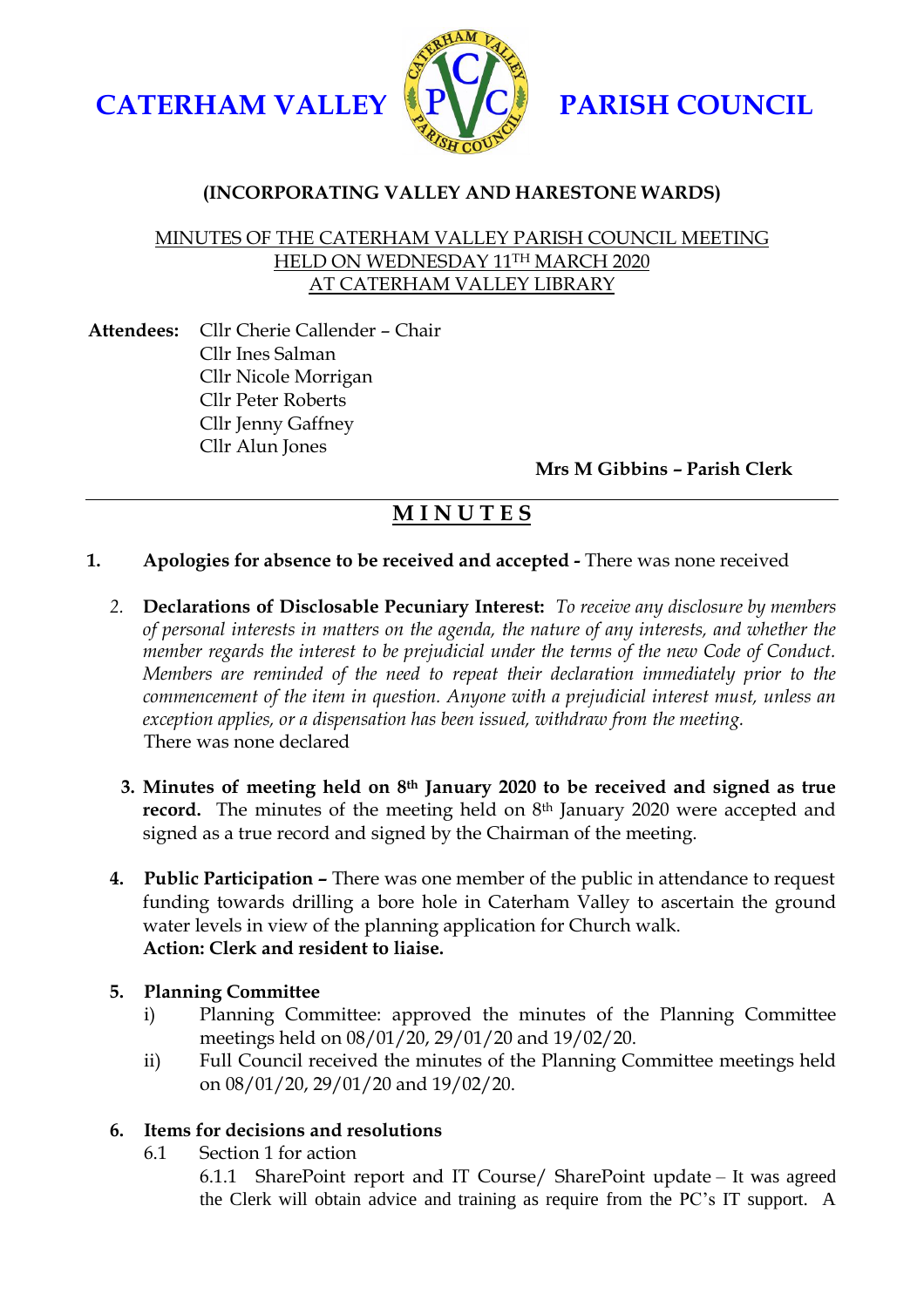# CATERHAM VALLEY PARISH COUNCIL

## (INCORPORATING VALLEY AND HARESTONE WARDS)

MINUTES OF THE CATERHAM VALLEY PARISH COUNCIL MEETING
HELD ON WEDNESDAY 11TH MARCH 2020
AT CATERHAM VALLEY LIBRARY

**Attendees:** Cllr Cherie Callender – Chair
Cllr Ines Salman
Cllr Nicole Morrigan
Cllr Peter Roberts
Cllr Jenny Gaffney
Cllr Alun Jones

**Mrs M Gibbins – Parish Clerk**

---

## MINUTES

1. **Apologies for absence to be received and accepted -** There was none received

2. **Declarations of Disclosable Pecuniary Interest:** *To receive any disclosure by members of personal interests in matters on the agenda, the nature of any interests, and whether the member regards the interest to be prejudicial under the terms of the new Code of Conduct. Members are reminded of the need to repeat their declaration immediately prior to the commencement of the item in question. Anyone with a prejudicial interest must, unless an exception applies, or a dispensation has been issued, withdraw from the meeting.*
   There was none declared

3. **Minutes of meeting held on 8th January 2020 to be received and signed as true record.** The minutes of the meeting held on 8th January 2020 were accepted and signed as a true record and signed by the Chairman of the meeting.

4. **Public Participation –** There was one member of the public in attendance to request funding towards drilling a bore hole in Caterham Valley to ascertain the ground water levels in view of the planning application for Church walk.
   **Action: Clerk and resident to liaise.**

5. **Planning Committee**
   i) Planning Committee: approved the minutes of the Planning Committee meetings held on 08/01/20, 29/01/20 and 19/02/20.
   ii) Full Council received the minutes of the Planning Committee meetings held on 08/01/20, 29/01/20 and 19/02/20.

6. **Items for decisions and resolutions**
   6.1 Section 1 for action
   6.1.1 SharePoint report and IT Course/ SharePoint update – It was agreed the Clerk will obtain advice and training as require from the PC's IT support. A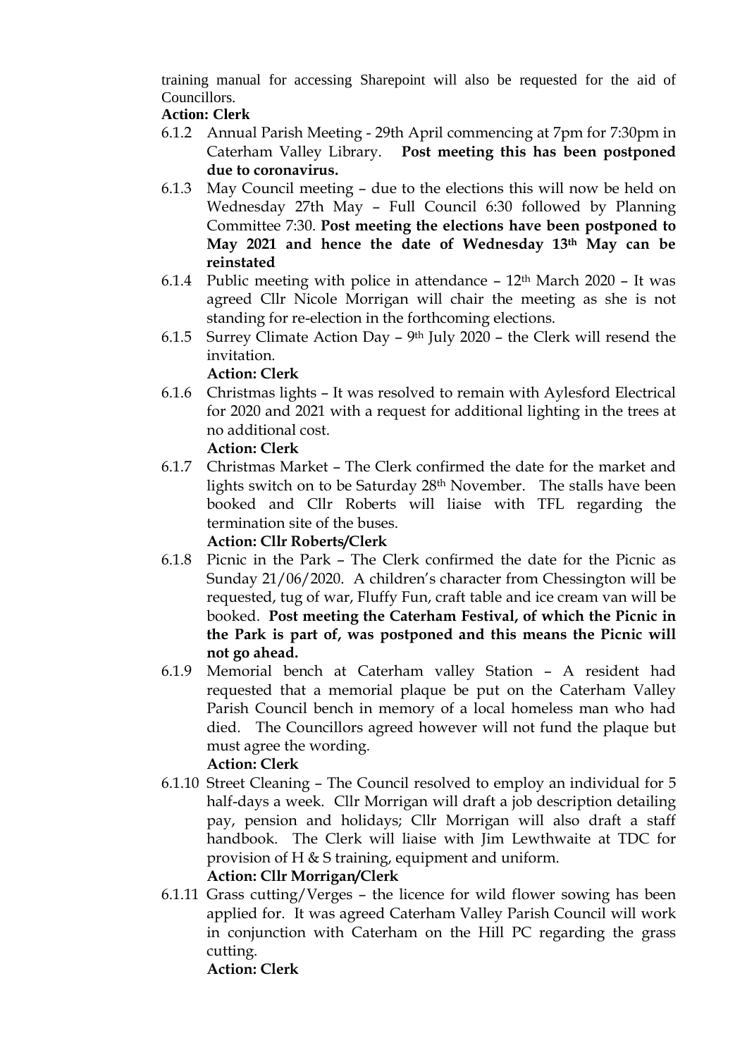training manual for accessing Sharepoint will also be requested for the aid of Councillors.

**Action: Clerk**

6.1.2 Annual Parish Meeting - 29th April commencing at 7pm for 7:30pm in Caterham Valley Library. **Post meeting this has been postponed due to coronavirus.**

6.1.3 May Council meeting – due to the elections this will now be held on Wednesday 27th May – Full Council 6:30 followed by Planning Committee 7:30. **Post meeting the elections have been postponed to May 2021 and hence the date of Wednesday 13th May can be reinstated**

6.1.4 Public meeting with police in attendance – 12th March 2020 – It was agreed Cllr Nicole Morrigan will chair the meeting as she is not standing for re-election in the forthcoming elections.

6.1.5 Surrey Climate Action Day – 9th July 2020 – the Clerk will resend the invitation.

**Action: Clerk**

6.1.6 Christmas lights – It was resolved to remain with Aylesford Electrical for 2020 and 2021 with a request for additional lighting in the trees at no additional cost.

**Action: Clerk**

6.1.7 Christmas Market – The Clerk confirmed the date for the market and lights switch on to be Saturday 28th November. The stalls have been booked and Cllr Roberts will liaise with TFL regarding the termination site of the buses.

**Action: Cllr Roberts/Clerk**

6.1.8 Picnic in the Park – The Clerk confirmed the date for the Picnic as Sunday 21/06/2020. A children's character from Chessington will be requested, tug of war, Fluffy Fun, craft table and ice cream van will be booked. **Post meeting the Caterham Festival, of which the Picnic in the Park is part of, was postponed and this means the Picnic will not go ahead.**

6.1.9 Memorial bench at Caterham valley Station – A resident had requested that a memorial plaque be put on the Caterham Valley Parish Council bench in memory of a local homeless man who had died. The Councillors agreed however will not fund the plaque but must agree the wording.

**Action: Clerk**

6.1.10 Street Cleaning – The Council resolved to employ an individual for 5 half-days a week. Cllr Morrigan will draft a job description detailing pay, pension and holidays; Cllr Morrigan will also draft a staff handbook. The Clerk will liaise with Jim Lewthwaite at TDC for provision of H & S training, equipment and uniform.

**Action: Cllr Morrigan/Clerk**

6.1.11 Grass cutting/Verges – the licence for wild flower sowing has been applied for. It was agreed Caterham Valley Parish Council will work in conjunction with Caterham on the Hill PC regarding the grass cutting.

**Action: Clerk**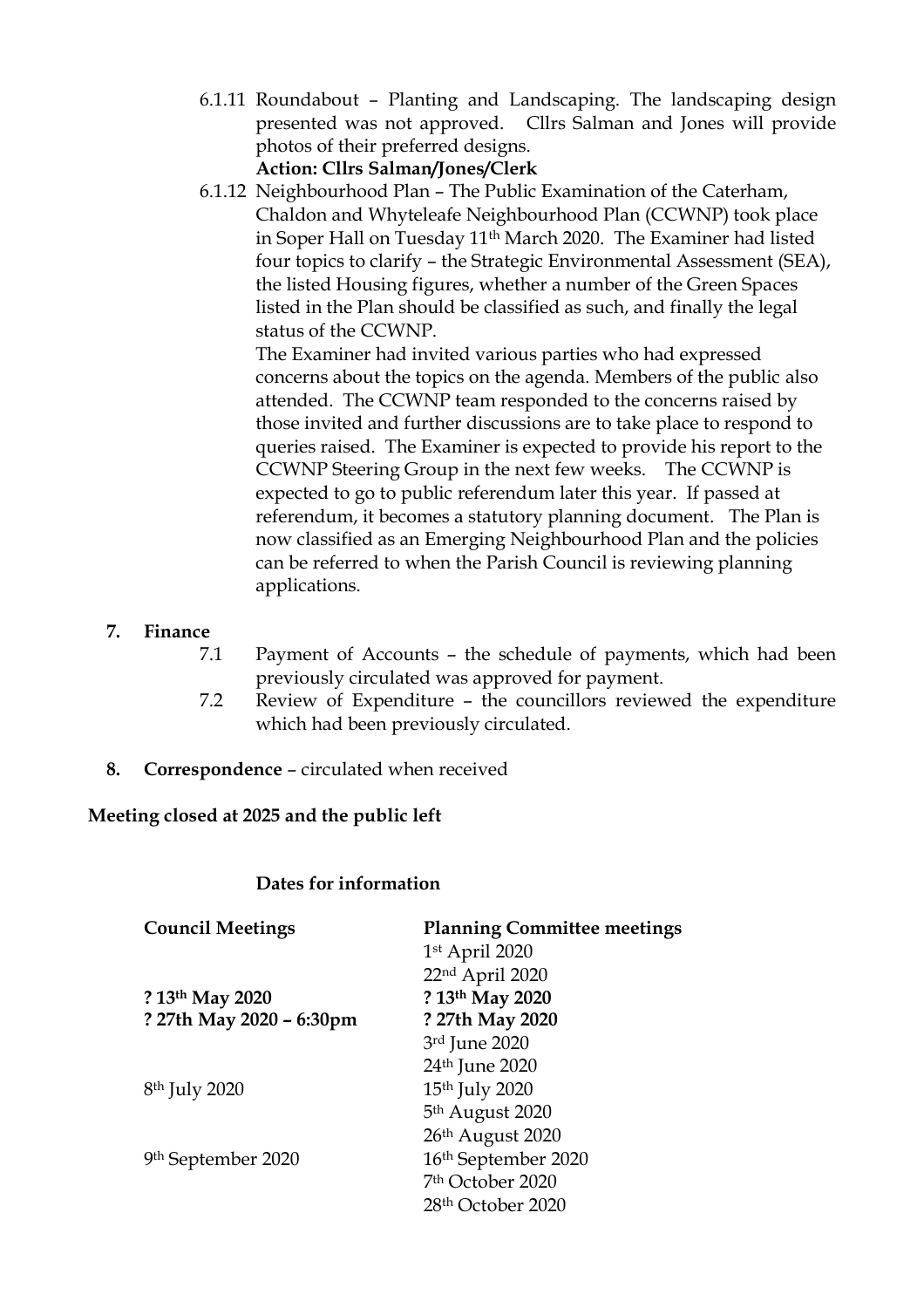6.1.11 Roundabout – Planting and Landscaping. The landscaping design presented was not approved. Cllrs Salman and Jones will provide photos of their preferred designs.
**Action: Cllrs Salman/Jones/Clerk**

6.1.12 Neighbourhood Plan – The Public Examination of the Caterham, Chaldon and Whyteleafe Neighbourhood Plan (CCWNP) took place in Soper Hall on Tuesday 11th March 2020. The Examiner had listed four topics to clarify – the Strategic Environmental Assessment (SEA), the listed Housing figures, whether a number of the Green Spaces listed in the Plan should be classified as such, and finally the legal status of the CCWNP.
The Examiner had invited various parties who had expressed concerns about the topics on the agenda. Members of the public also attended. The CCWNP team responded to the concerns raised by those invited and further discussions are to take place to respond to queries raised. The Examiner is expected to provide his report to the CCWNP Steering Group in the next few weeks. The CCWNP is expected to go to public referendum later this year. If passed at referendum, it becomes a statutory planning document. The Plan is now classified as an Emerging Neighbourhood Plan and the policies can be referred to when the Parish Council is reviewing planning applications.

**7. Finance**

7.1 Payment of Accounts – the schedule of payments, which had been previously circulated was approved for payment.

7.2 Review of Expenditure – the councillors reviewed the expenditure which had been previously circulated.

**8. Correspondence** – circulated when received

**Meeting closed at 2025 and the public left**

**Dates for information**

| **Council Meetings** | **Planning Committee meetings** |
|---|---|
| | 1st April 2020 |
| | 22nd April 2020 |
| **? 13th May 2020** | **? 13th May 2020** |
| **? 27th May 2020 – 6:30pm** | **? 27th May 2020** |
| | 3rd June 2020 |
| | 24th June 2020 |
| 8th July 2020 | 15th July 2020 |
| | 5th August 2020 |
| | 26th August 2020 |
| 9th September 2020 | 16th September 2020 |
| | 7th October 2020 |
| | 28th October 2020 |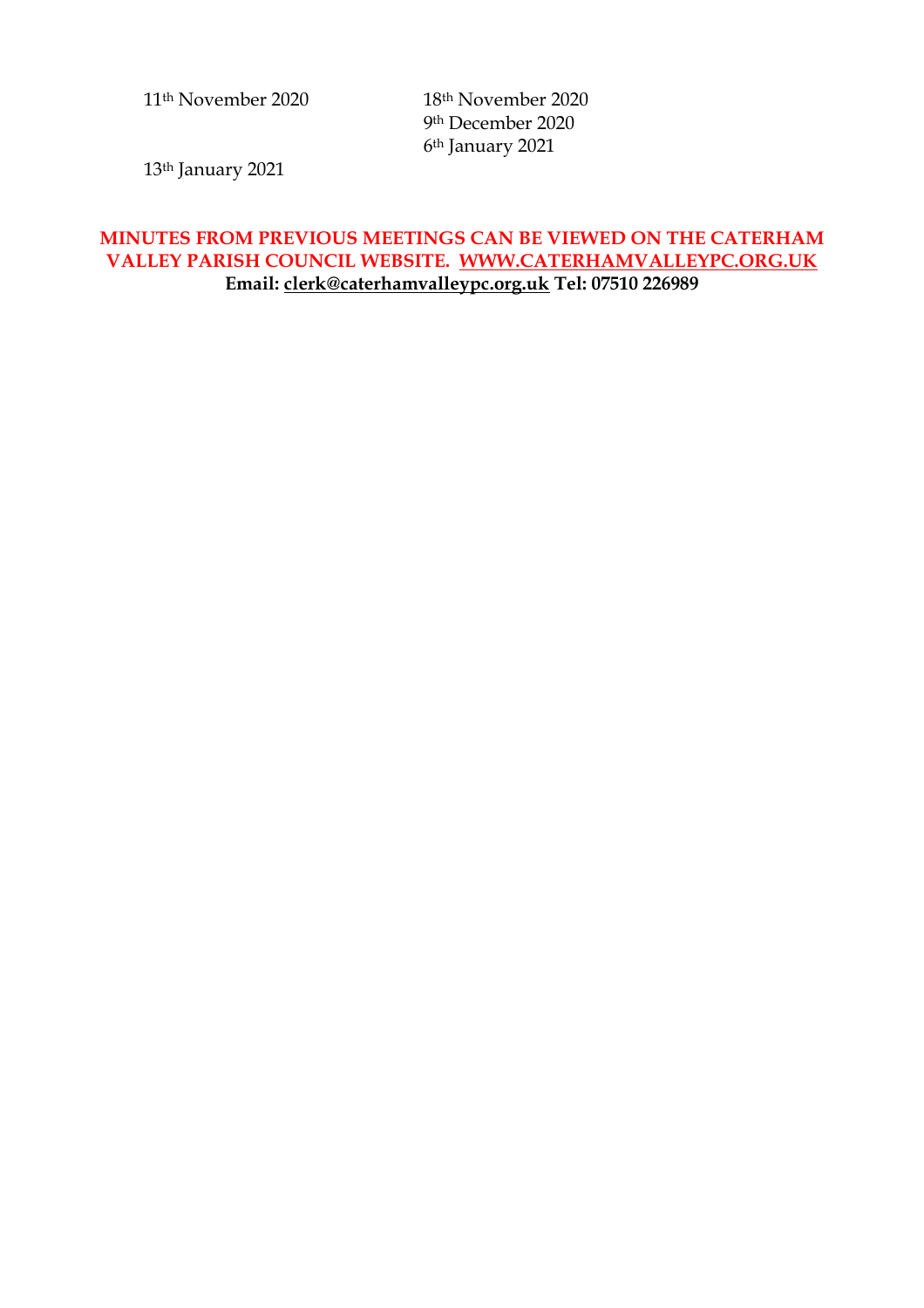| | |
|---|---|
| 11th November 2020 | 18th November 2020 |
| | 9th December 2020 |
| | 6th January 2021 |
| 13th January 2021 | |

**MINUTES FROM PREVIOUS MEETINGS CAN BE VIEWED ON THE CATERHAM VALLEY PARISH COUNCIL WEBSITE. WWW.CATERHAMVALLEYPC.ORG.UK**
**Email: clerk@caterhamvalleypc.org.uk Tel: 07510 226989**